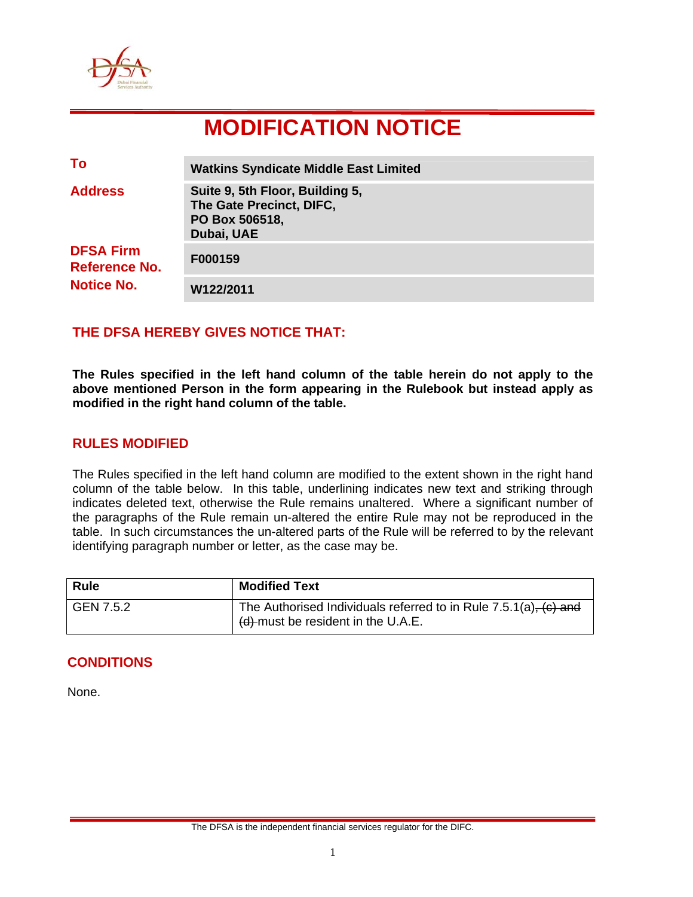# MODIFICATION NOTICE

| | |
|---|---|
| **To** | **Watkins Syndicate Middle East Limited** |
| **Address** | **Suite 9, 5th Floor, Building 5, The Gate Precinct, DIFC, PO Box 506518, Dubai, UAE** |
| **DFSA Firm Reference No.** | **F000159** |
| **Notice No.** | **W122/2011** |

## THE DFSA HEREBY GIVES NOTICE THAT:

**The Rules specified in the left hand column of the table herein do not apply to the above mentioned Person in the form appearing in the Rulebook but instead apply as modified in the right hand column of the table.**

## RULES MODIFIED

The Rules specified in the left hand column are modified to the extent shown in the right hand column of the table below. In this table, underlining indicates new text and striking through indicates deleted text, otherwise the Rule remains unaltered. Where a significant number of the paragraphs of the Rule remain un-altered the entire Rule may not be reproduced in the table. In such circumstances the un-altered parts of the Rule will be referred to by the relevant identifying paragraph number or letter, as the case may be.

| Rule | Modified Text |
|---|---|
| GEN 7.5.2 | The Authorised Individuals referred to in Rule 7.5.1(a)~~, (c) and (d)~~ must be resident in the U.A.E. |

## CONDITIONS

None.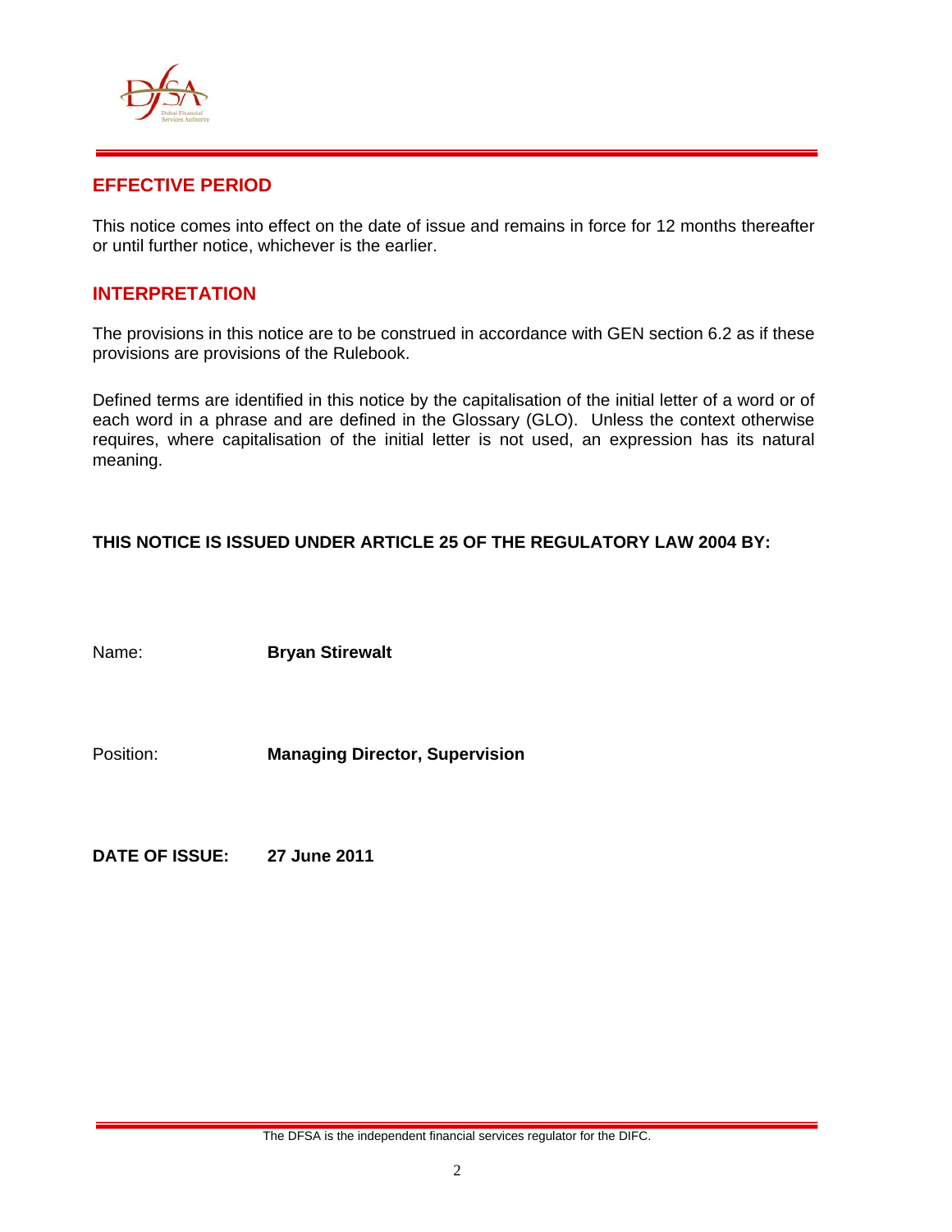## EFFECTIVE PERIOD

This notice comes into effect on the date of issue and remains in force for 12 months thereafter or until further notice, whichever is the earlier.

## INTERPRETATION

The provisions in this notice are to be construed in accordance with GEN section 6.2 as if these provisions are provisions of the Rulebook.

Defined terms are identified in this notice by the capitalisation of the initial letter of a word or of each word in a phrase and are defined in the Glossary (GLO). Unless the context otherwise requires, where capitalisation of the initial letter is not used, an expression has its natural meaning.

**THIS NOTICE IS ISSUED UNDER ARTICLE 25 OF THE REGULATORY LAW 2004 BY:**

Name: **Bryan Stirewalt**

Position: **Managing Director, Supervision**

**DATE OF ISSUE: 27 June 2011**

The DFSA is the independent financial services regulator for the DIFC.